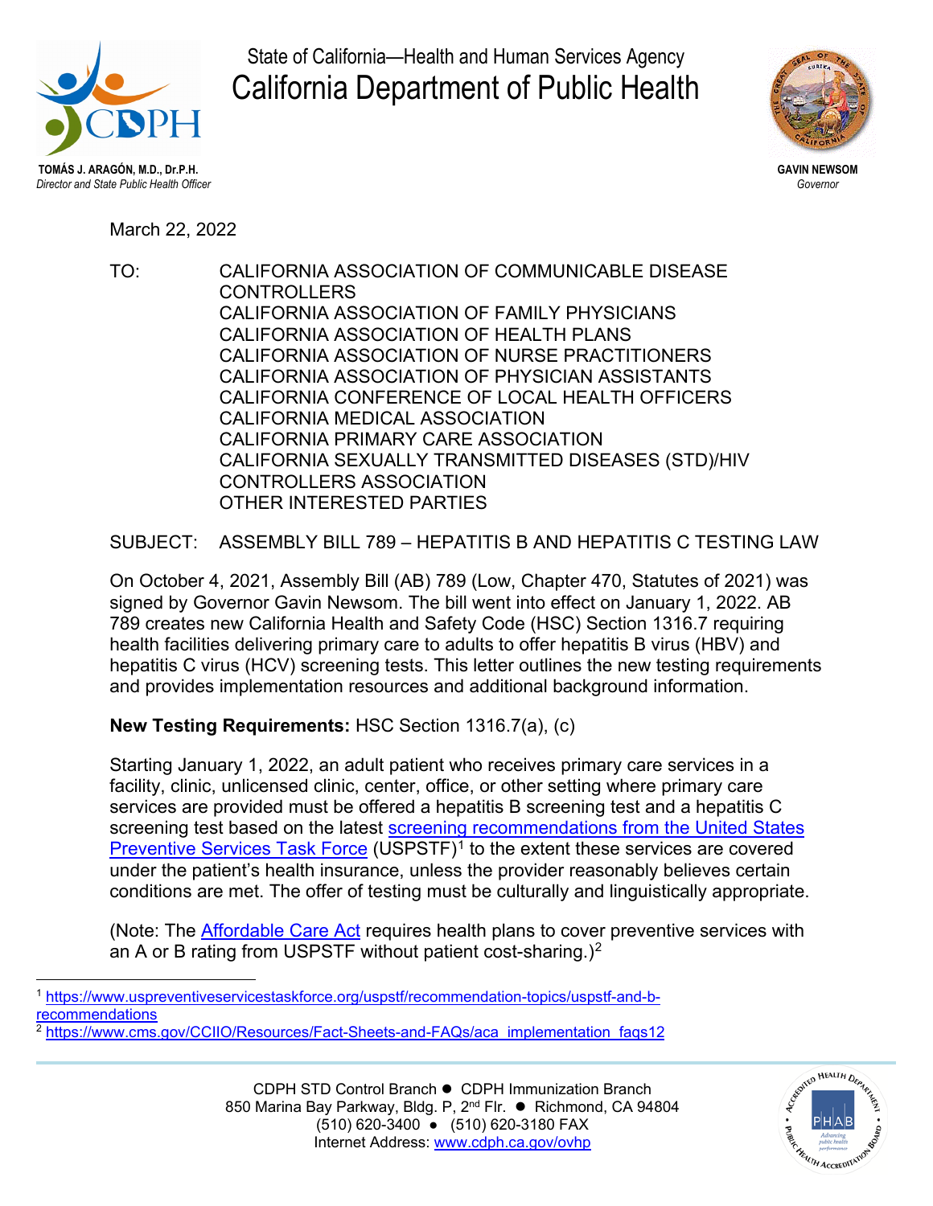State of California—Health and Human Services Agency

# California Department of Public Health

**TOMÁS J. ARAGÓN, M.D., Dr.P.H.**
*Director and State Public Health Officer*

**GAVIN NEWSOM**
*Governor*

March 22, 2022

TO: CALIFORNIA ASSOCIATION OF COMMUNICABLE DISEASE CONTROLLERS
CALIFORNIA ASSOCIATION OF FAMILY PHYSICIANS
CALIFORNIA ASSOCIATION OF HEALTH PLANS
CALIFORNIA ASSOCIATION OF NURSE PRACTITIONERS
CALIFORNIA ASSOCIATION OF PHYSICIAN ASSISTANTS
CALIFORNIA CONFERENCE OF LOCAL HEALTH OFFICERS
CALIFORNIA MEDICAL ASSOCIATION
CALIFORNIA PRIMARY CARE ASSOCIATION
CALIFORNIA SEXUALLY TRANSMITTED DISEASES (STD)/HIV CONTROLLERS ASSOCIATION
OTHER INTERESTED PARTIES

SUBJECT: ASSEMBLY BILL 789 – HEPATITIS B AND HEPATITIS C TESTING LAW

On October 4, 2021, Assembly Bill (AB) 789 (Low, Chapter 470, Statutes of 2021) was signed by Governor Gavin Newsom. The bill went into effect on January 1, 2022. AB 789 creates new California Health and Safety Code (HSC) Section 1316.7 requiring health facilities delivering primary care to adults to offer hepatitis B virus (HBV) and hepatitis C virus (HCV) screening tests. This letter outlines the new testing requirements and provides implementation resources and additional background information.

**New Testing Requirements:** HSC Section 1316.7(a), (c)

Starting January 1, 2022, an adult patient who receives primary care services in a facility, clinic, unlicensed clinic, center, office, or other setting where primary care services are provided must be offered a hepatitis B screening test and a hepatitis C screening test based on the latest screening recommendations from the United States Preventive Services Task Force (USPSTF)[1] to the extent these services are covered under the patient's health insurance, unless the provider reasonably believes certain conditions are met. The offer of testing must be culturally and linguistically appropriate.

(Note: The Affordable Care Act requires health plans to cover preventive services with an A or B rating from USPSTF without patient cost-sharing.)[2]

[1] https://www.uspreventiveservicestaskforce.org/uspstf/recommendation-topics/uspstf-and-b-recommendations
[2] https://www.cms.gov/CCIIO/Resources/Fact-Sheets-and-FAQs/aca_implementation_faqs12

CDPH STD Control Branch ● CDPH Immunization Branch
850 Marina Bay Parkway, Bldg. P, 2nd Flr. ● Richmond, CA 94804
(510) 620-3400 ● (510) 620-3180 FAX
Internet Address: www.cdph.ca.gov/ovhp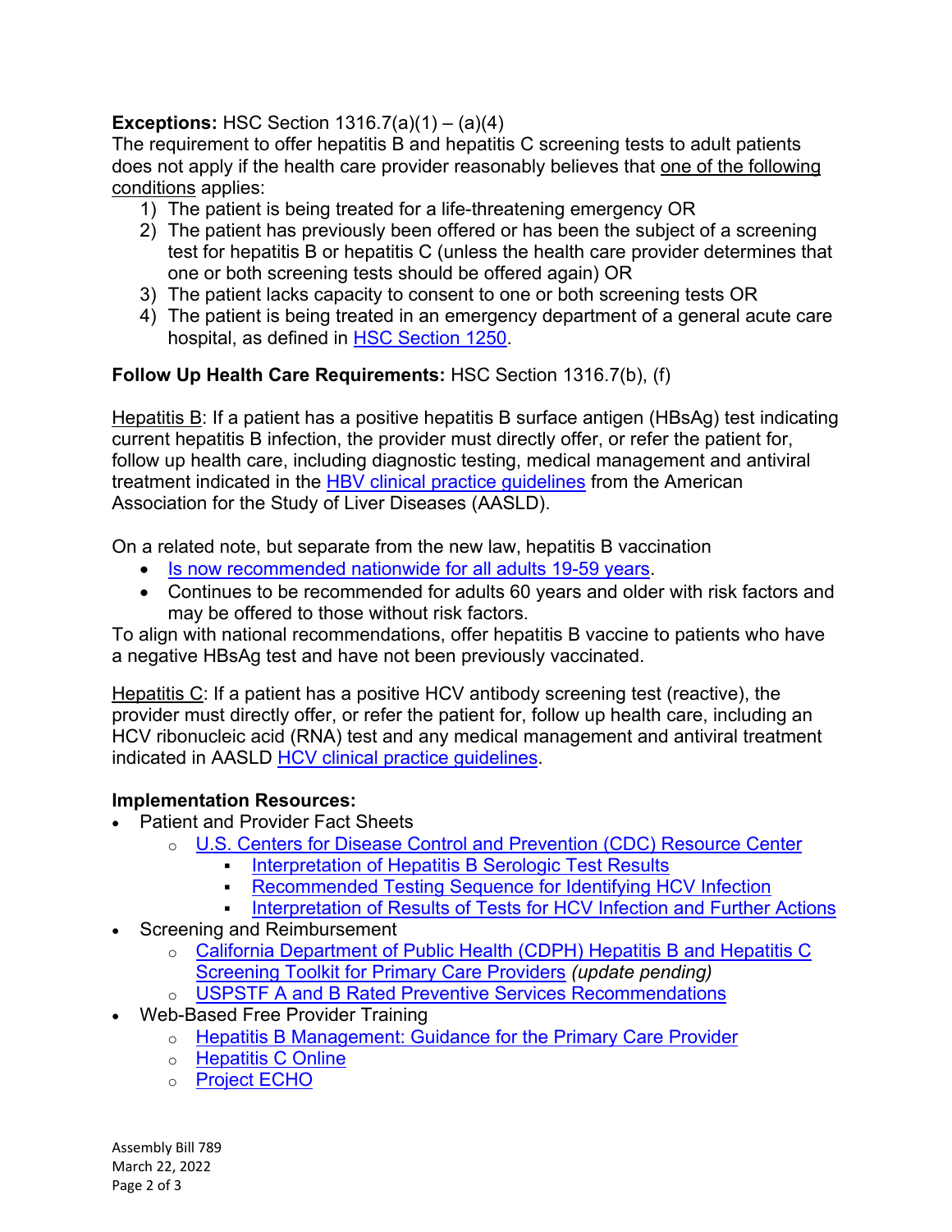**Exceptions:** HSC Section 1316.7(a)(1) – (a)(4)

The requirement to offer hepatitis B and hepatitis C screening tests to adult patients does not apply if the health care provider reasonably believes that one of the following conditions applies:

1) The patient is being treated for a life-threatening emergency OR
2) The patient has previously been offered or has been the subject of a screening test for hepatitis B or hepatitis C (unless the health care provider determines that one or both screening tests should be offered again) OR
3) The patient lacks capacity to consent to one or both screening tests OR
4) The patient is being treated in an emergency department of a general acute care hospital, as defined in HSC Section 1250.

**Follow Up Health Care Requirements:** HSC Section 1316.7(b), (f)

Hepatitis B: If a patient has a positive hepatitis B surface antigen (HBsAg) test indicating current hepatitis B infection, the provider must directly offer, or refer the patient for, follow up health care, including diagnostic testing, medical management and antiviral treatment indicated in the HBV clinical practice guidelines from the American Association for the Study of Liver Diseases (AASLD).

On a related note, but separate from the new law, hepatitis B vaccination

- Is now recommended nationwide for all adults 19-59 years.
- Continues to be recommended for adults 60 years and older with risk factors and may be offered to those without risk factors.

To align with national recommendations, offer hepatitis B vaccine to patients who have a negative HBsAg test and have not been previously vaccinated.

Hepatitis C: If a patient has a positive HCV antibody screening test (reactive), the provider must directly offer, or refer the patient for, follow up health care, including an HCV ribonucleic acid (RNA) test and any medical management and antiviral treatment indicated in AASLD HCV clinical practice guidelines.

**Implementation Resources:**

- Patient and Provider Fact Sheets
  - U.S. Centers for Disease Control and Prevention (CDC) Resource Center
    - Interpretation of Hepatitis B Serologic Test Results
    - Recommended Testing Sequence for Identifying HCV Infection
    - Interpretation of Results of Tests for HCV Infection and Further Actions
- Screening and Reimbursement
  - California Department of Public Health (CDPH) Hepatitis B and Hepatitis C Screening Toolkit for Primary Care Providers *(update pending)*
  - USPSTF A and B Rated Preventive Services Recommendations
- Web-Based Free Provider Training
  - Hepatitis B Management: Guidance for the Primary Care Provider
  - Hepatitis C Online
  - Project ECHO

Assembly Bill 789
March 22, 2022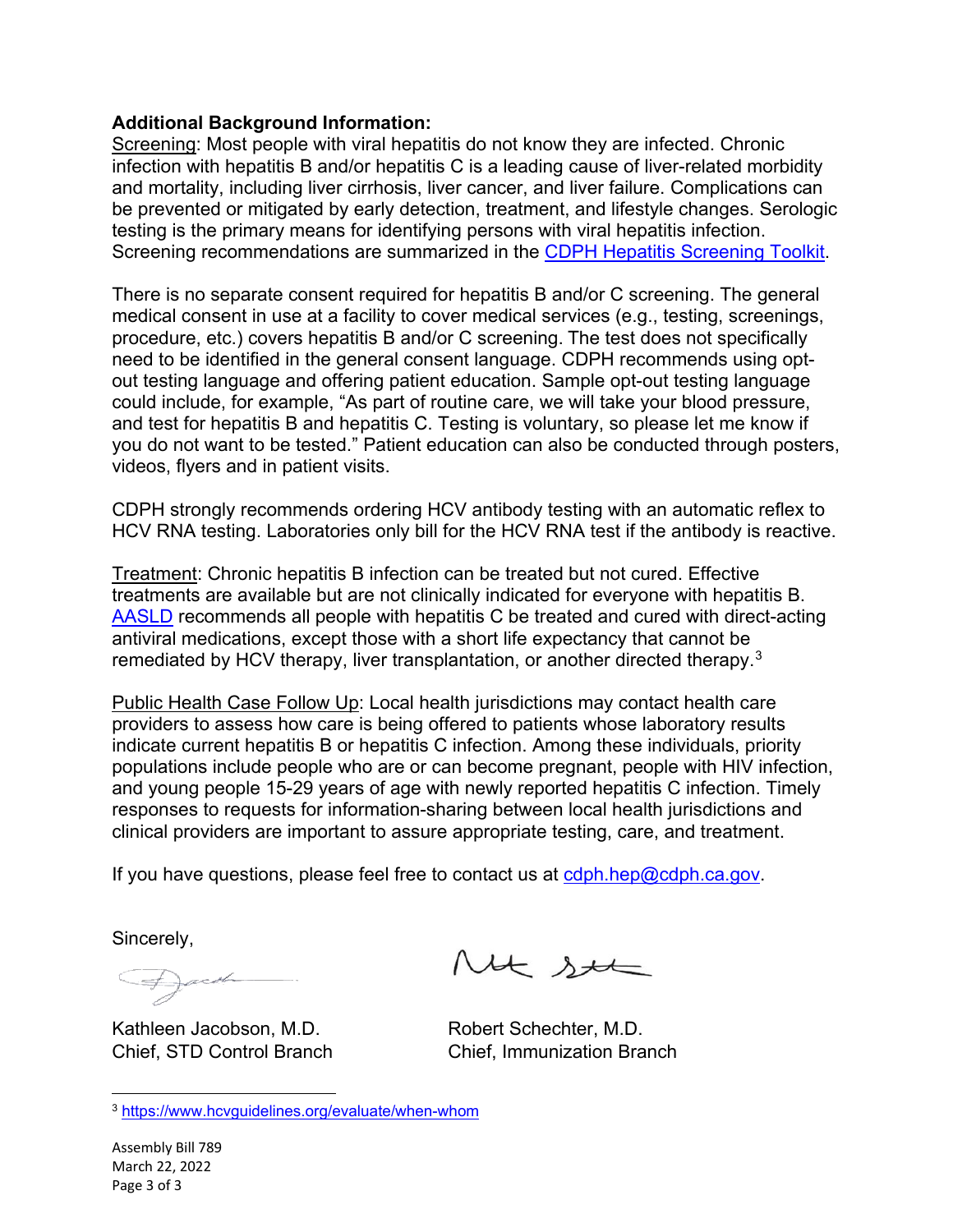**Additional Background Information:**

Screening: Most people with viral hepatitis do not know they are infected. Chronic infection with hepatitis B and/or hepatitis C is a leading cause of liver-related morbidity and mortality, including liver cirrhosis, liver cancer, and liver failure. Complications can be prevented or mitigated by early detection, treatment, and lifestyle changes. Serologic testing is the primary means for identifying persons with viral hepatitis infection. Screening recommendations are summarized in the CDPH Hepatitis Screening Toolkit.

There is no separate consent required for hepatitis B and/or C screening. The general medical consent in use at a facility to cover medical services (e.g., testing, screenings, procedure, etc.) covers hepatitis B and/or C screening. The test does not specifically need to be identified in the general consent language. CDPH recommends using opt-out testing language and offering patient education. Sample opt-out testing language could include, for example, "As part of routine care, we will take your blood pressure, and test for hepatitis B and hepatitis C. Testing is voluntary, so please let me know if you do not want to be tested." Patient education can also be conducted through posters, videos, flyers and in patient visits.

CDPH strongly recommends ordering HCV antibody testing with an automatic reflex to HCV RNA testing. Laboratories only bill for the HCV RNA test if the antibody is reactive.

Treatment: Chronic hepatitis B infection can be treated but not cured. Effective treatments are available but are not clinically indicated for everyone with hepatitis B. AASLD recommends all people with hepatitis C be treated and cured with direct-acting antiviral medications, except those with a short life expectancy that cannot be remediated by HCV therapy, liver transplantation, or another directed therapy.[3]

Public Health Case Follow Up: Local health jurisdictions may contact health care providers to assess how care is being offered to patients whose laboratory results indicate current hepatitis B or hepatitis C infection. Among these individuals, priority populations include people who are or can become pregnant, people with HIV infection, and young people 15-29 years of age with newly reported hepatitis C infection. Timely responses to requests for information-sharing between local health jurisdictions and clinical providers are important to assure appropriate testing, care, and treatment.

If you have questions, please feel free to contact us at cdph.hep@cdph.ca.gov.

Sincerely,

Kathleen Jacobson, M.D.
Chief, STD Control Branch

Robert Schechter, M.D.
Chief, Immunization Branch

[3] https://www.hcvguidelines.org/evaluate/when-whom

Assembly Bill 789
March 22, 2022